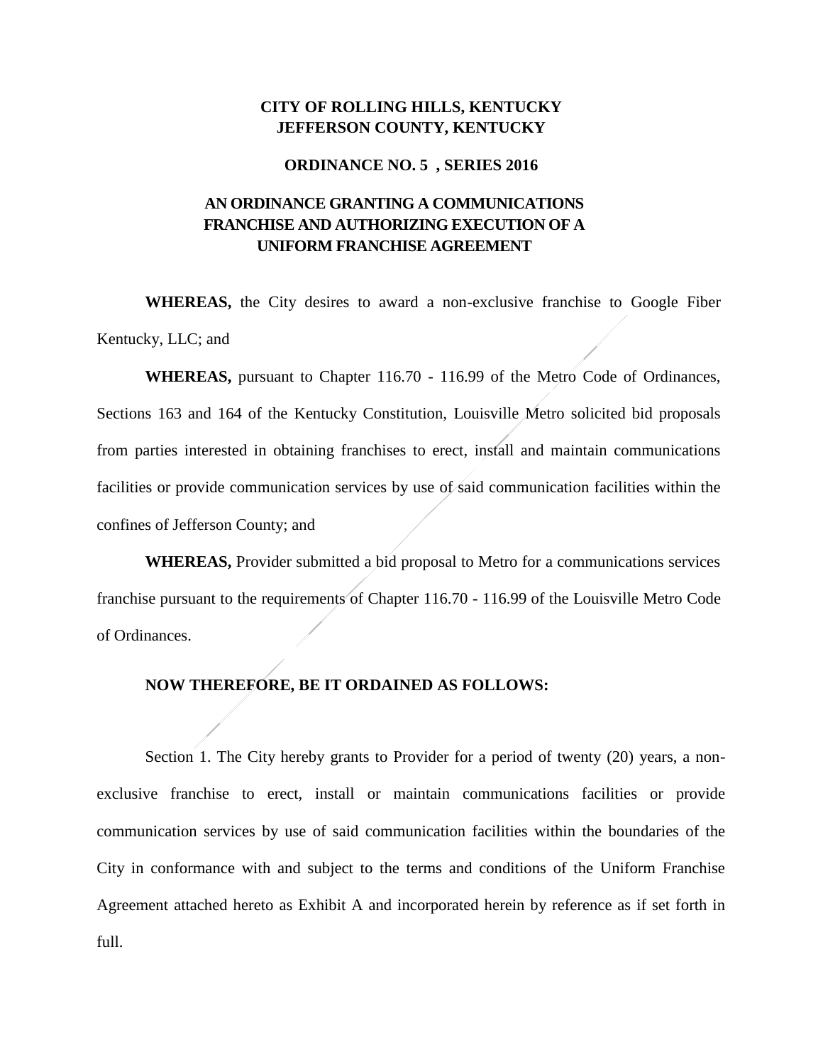**CITY OF ROLLING HILLS, KENTUCKY**
**JEFFERSON COUNTY, KENTUCKY**

**ORDINANCE NO. 5 , SERIES 2016**

# AN ORDINANCE GRANTING A COMMUNICATIONS FRANCHISE AND AUTHORIZING EXECUTION OF A UNIFORM FRANCHISE AGREEMENT

**WHEREAS,** the City desires to award a non-exclusive franchise to Google Fiber Kentucky, LLC; and

**WHEREAS,** pursuant to Chapter 116.70 - 116.99 of the Metro Code of Ordinances, Sections 163 and 164 of the Kentucky Constitution, Louisville Metro solicited bid proposals from parties interested in obtaining franchises to erect, install and maintain communications facilities or provide communication services by use of said communication facilities within the confines of Jefferson County; and

**WHEREAS,** Provider submitted a bid proposal to Metro for a communications services franchise pursuant to the requirements of Chapter 116.70 - 116.99 of the Louisville Metro Code of Ordinances.

**NOW THEREFORE, BE IT ORDAINED AS FOLLOWS:**

Section 1. The City hereby grants to Provider for a period of twenty (20) years, a non-exclusive franchise to erect, install or maintain communications facilities or provide communication services by use of said communication facilities within the boundaries of the City in conformance with and subject to the terms and conditions of the Uniform Franchise Agreement attached hereto as Exhibit A and incorporated herein by reference as if set forth in full.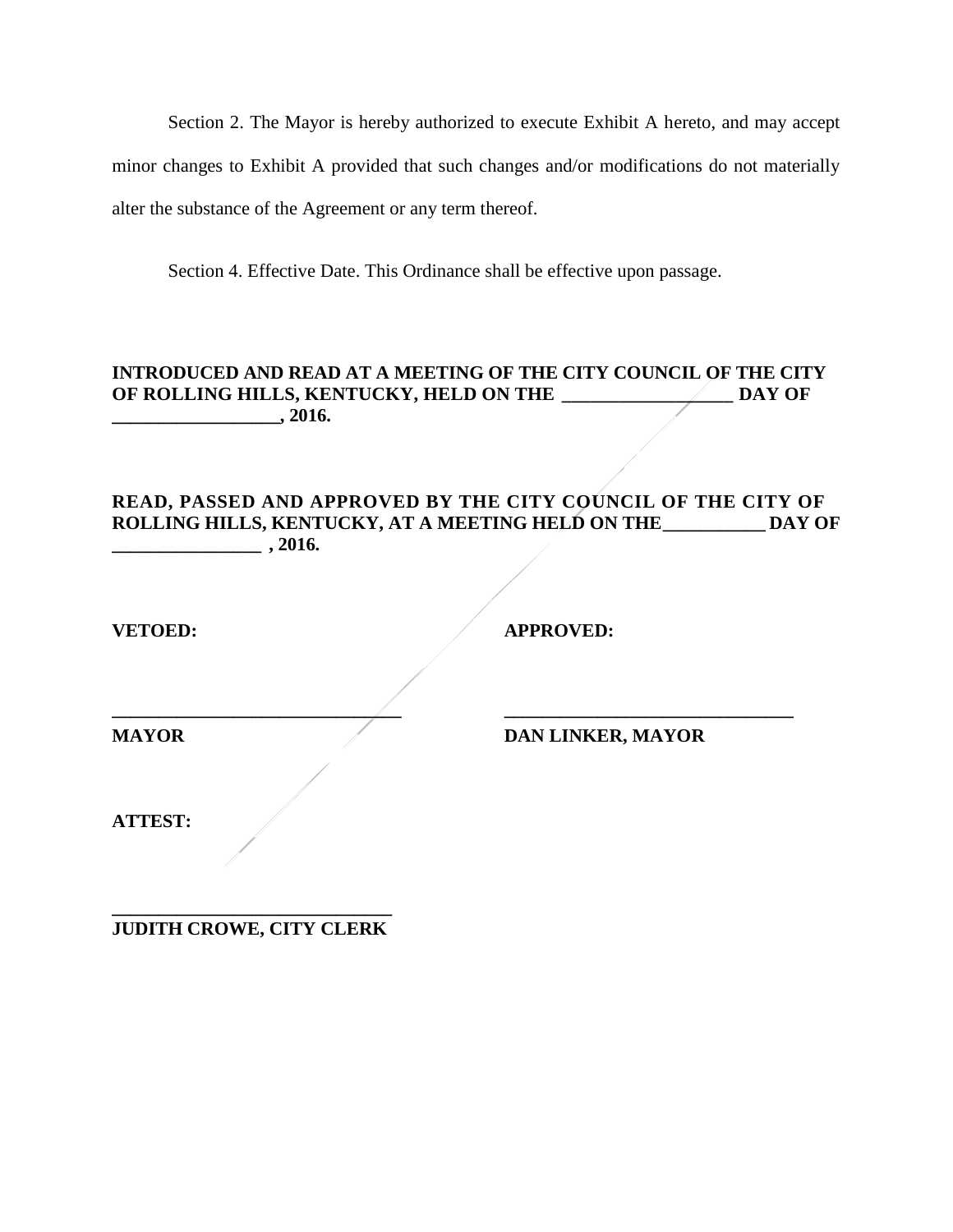Section 2. The Mayor is hereby authorized to execute Exhibit A hereto, and may accept minor changes to Exhibit A provided that such changes and/or modifications do not materially alter the substance of the Agreement or any term thereof.

Section 4. Effective Date. This Ordinance shall be effective upon passage.

**INTRODUCED AND READ AT A MEETING OF THE CITY COUNCIL OF THE CITY OF ROLLING HILLS, KENTUCKY, HELD ON THE __________________ DAY OF __________________, 2016.**

**READ, PASSED AND APPROVED BY THE CITY COUNCIL OF THE CITY OF ROLLING HILLS, KENTUCKY, AT A MEETING HELD ON THE___________ DAY OF ________________ , 2016.**

**VETOED:**

**_______________________________**
**MAYOR**

**APPROVED:**

**_______________________________**
**DAN LINKER, MAYOR**

**ATTEST:**

**______________________________**
**JUDITH CROWE, CITY CLERK**